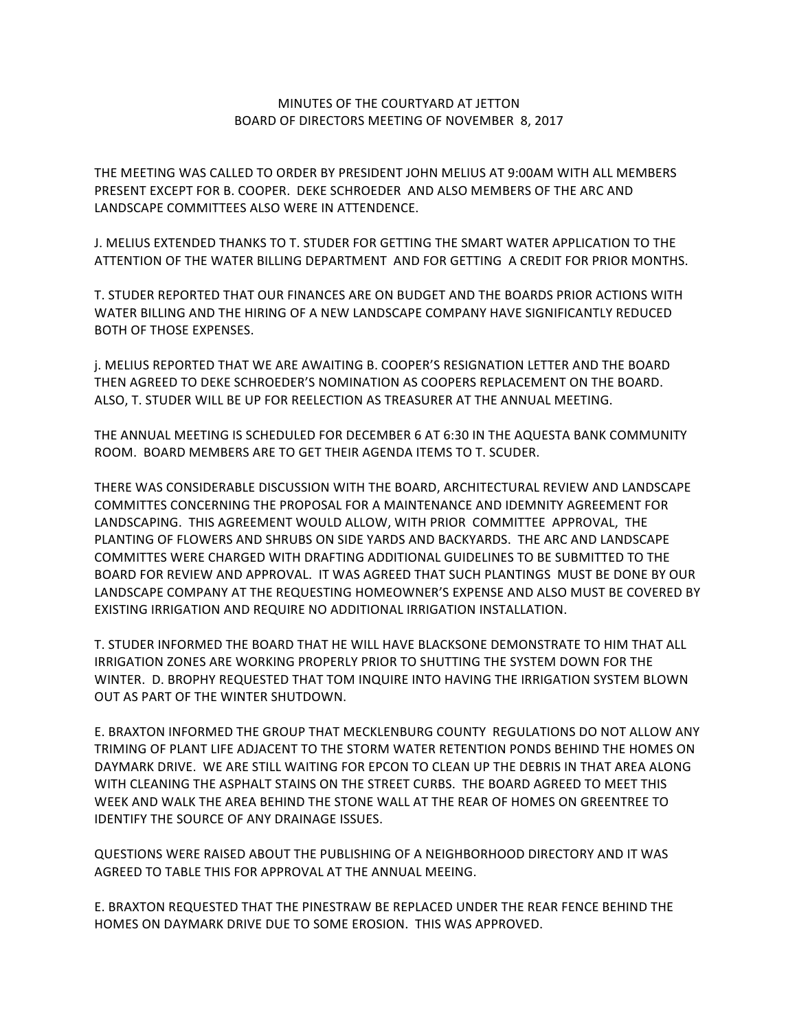# MINUTES OF THE COURTYARD AT JETTON
## BOARD OF DIRECTORS MEETING OF NOVEMBER 8, 2017

THE MEETING WAS CALLED TO ORDER BY PRESIDENT JOHN MELIUS AT 9:00AM WITH ALL MEMBERS PRESENT EXCEPT FOR B. COOPER. DEKE SCHROEDER AND ALSO MEMBERS OF THE ARC AND LANDSCAPE COMMITTEES ALSO WERE IN ATTENDENCE.

J. MELIUS EXTENDED THANKS TO T. STUDER FOR GETTING THE SMART WATER APPLICATION TO THE ATTENTION OF THE WATER BILLING DEPARTMENT AND FOR GETTING A CREDIT FOR PRIOR MONTHS.

T. STUDER REPORTED THAT OUR FINANCES ARE ON BUDGET AND THE BOARDS PRIOR ACTIONS WITH WATER BILLING AND THE HIRING OF A NEW LANDSCAPE COMPANY HAVE SIGNIFICANTLY REDUCED BOTH OF THOSE EXPENSES.

j. MELIUS REPORTED THAT WE ARE AWAITING B. COOPER'S RESIGNATION LETTER AND THE BOARD THEN AGREED TO DEKE SCHROEDER'S NOMINATION AS COOPERS REPLACEMENT ON THE BOARD. ALSO, T. STUDER WILL BE UP FOR REELECTION AS TREASURER AT THE ANNUAL MEETING.

THE ANNUAL MEETING IS SCHEDULED FOR DECEMBER 6 AT 6:30 IN THE AQUESTA BANK COMMUNITY ROOM. BOARD MEMBERS ARE TO GET THEIR AGENDA ITEMS TO T. SCUDER.

THERE WAS CONSIDERABLE DISCUSSION WITH THE BOARD, ARCHITECTURAL REVIEW AND LANDSCAPE COMMITTES CONCERNING THE PROPOSAL FOR A MAINTENANCE AND IDEMNITY AGREEMENT FOR LANDSCAPING. THIS AGREEMENT WOULD ALLOW, WITH PRIOR COMMITTEE APPROVAL, THE PLANTING OF FLOWERS AND SHRUBS ON SIDE YARDS AND BACKYARDS. THE ARC AND LANDSCAPE COMMITTES WERE CHARGED WITH DRAFTING ADDITIONAL GUIDELINES TO BE SUBMITTED TO THE BOARD FOR REVIEW AND APPROVAL. IT WAS AGREED THAT SUCH PLANTINGS MUST BE DONE BY OUR LANDSCAPE COMPANY AT THE REQUESTING HOMEOWNER'S EXPENSE AND ALSO MUST BE COVERED BY EXISTING IRRIGATION AND REQUIRE NO ADDITIONAL IRRIGATION INSTALLATION.

T. STUDER INFORMED THE BOARD THAT HE WILL HAVE BLACKSONE DEMONSTRATE TO HIM THAT ALL IRRIGATION ZONES ARE WORKING PROPERLY PRIOR TO SHUTTING THE SYSTEM DOWN FOR THE WINTER. D. BROPHY REQUESTED THAT TOM INQUIRE INTO HAVING THE IRRIGATION SYSTEM BLOWN OUT AS PART OF THE WINTER SHUTDOWN.

E. BRAXTON INFORMED THE GROUP THAT MECKLENBURG COUNTY REGULATIONS DO NOT ALLOW ANY TRIMING OF PLANT LIFE ADJACENT TO THE STORM WATER RETENTION PONDS BEHIND THE HOMES ON DAYMARK DRIVE. WE ARE STILL WAITING FOR EPCON TO CLEAN UP THE DEBRIS IN THAT AREA ALONG WITH CLEANING THE ASPHALT STAINS ON THE STREET CURBS. THE BOARD AGREED TO MEET THIS WEEK AND WALK THE AREA BEHIND THE STONE WALL AT THE REAR OF HOMES ON GREENTREE TO IDENTIFY THE SOURCE OF ANY DRAINAGE ISSUES.

QUESTIONS WERE RAISED ABOUT THE PUBLISHING OF A NEIGHBORHOOD DIRECTORY AND IT WAS AGREED TO TABLE THIS FOR APPROVAL AT THE ANNUAL MEEING.

E. BRAXTON REQUESTED THAT THE PINESTRAW BE REPLACED UNDER THE REAR FENCE BEHIND THE HOMES ON DAYMARK DRIVE DUE TO SOME EROSION. THIS WAS APPROVED.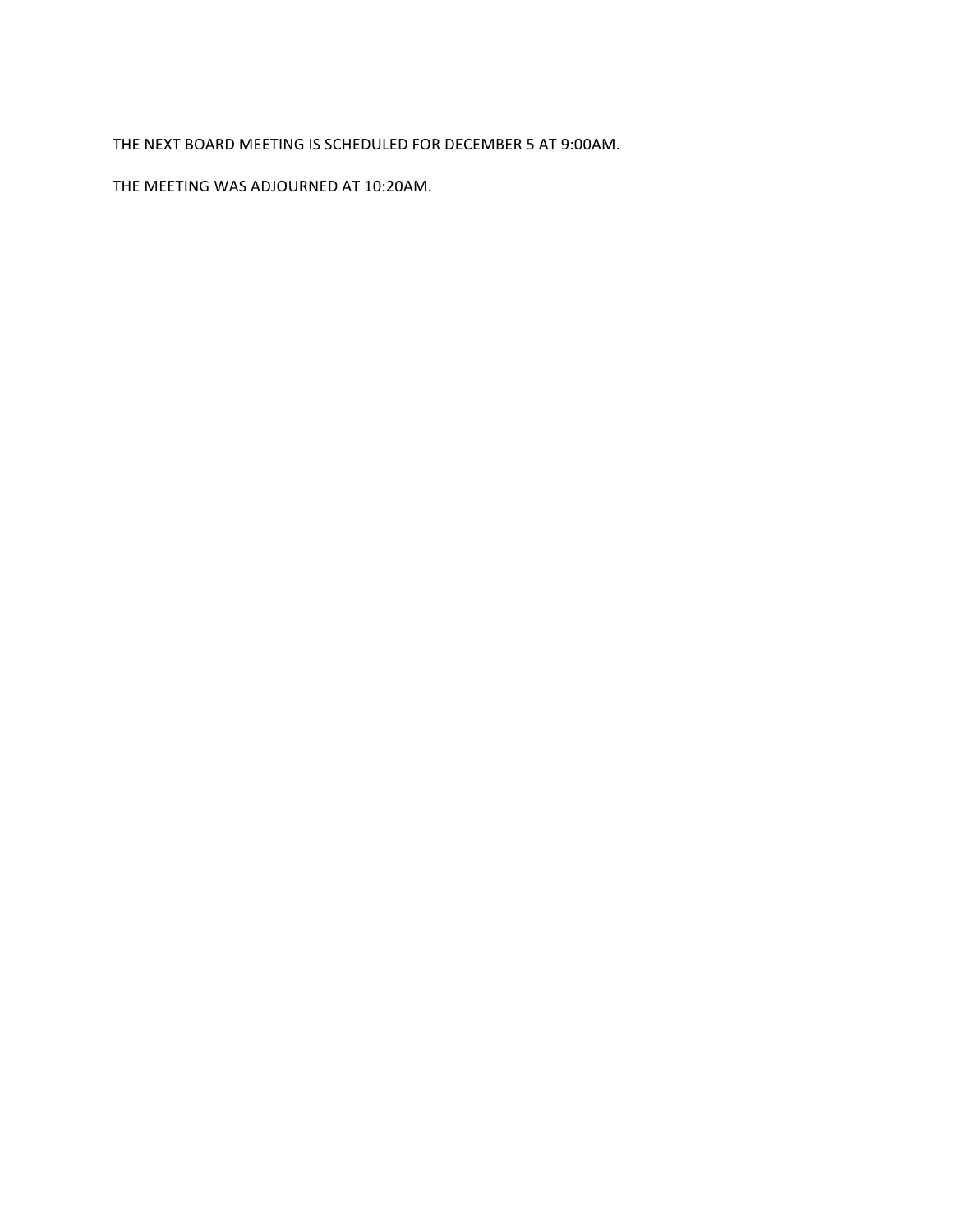THE NEXT BOARD MEETING IS SCHEDULED FOR DECEMBER 5 AT 9:00AM.

THE MEETING WAS ADJOURNED AT 10:20AM.